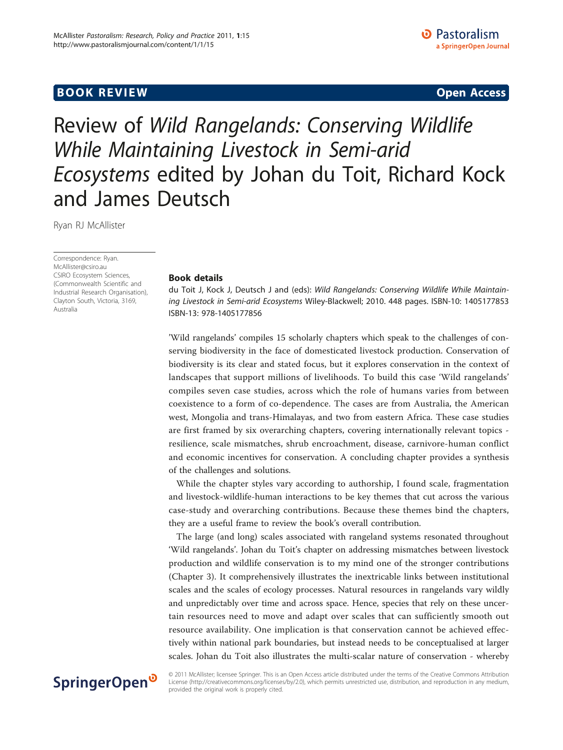BOOK REVIEW

Open Access

# Review of *Wild Rangelands: Conserving Wildlife While Maintaining Livestock in Semi-arid Ecosystems* edited by Johan du Toit, Richard Kock and James Deutsch

Ryan RJ McAllister

Correspondence: Ryan.McAllister@csiro.au
CSIRO Ecosystem Sciences, (Commonwealth Scientific and Industrial Research Organisation), Clayton South, Victoria, 3169, Australia

## Book details

du Toit J, Kock J, Deutsch J and (eds): *Wild Rangelands: Conserving Wildlife While Maintaining Livestock in Semi-arid Ecosystems* Wiley-Blackwell; 2010. 448 pages. ISBN-10: 1405177853 ISBN-13: 978-1405177856

'Wild rangelands' compiles 15 scholarly chapters which speak to the challenges of conserving biodiversity in the face of domesticated livestock production. Conservation of biodiversity is its clear and stated focus, but it explores conservation in the context of landscapes that support millions of livelihoods. To build this case 'Wild rangelands' compiles seven case studies, across which the role of humans varies from between coexistence to a form of co-dependence. The cases are from Australia, the American west, Mongolia and trans-Himalayas, and two from eastern Africa. These case studies are first framed by six overarching chapters, covering internationally relevant topics - resilience, scale mismatches, shrub encroachment, disease, carnivore-human conflict and economic incentives for conservation. A concluding chapter provides a synthesis of the challenges and solutions.

While the chapter styles vary according to authorship, I found scale, fragmentation and livestock-wildlife-human interactions to be key themes that cut across the various case-study and overarching contributions. Because these themes bind the chapters, they are a useful frame to review the book's overall contribution.

The large (and long) scales associated with rangeland systems resonated throughout 'Wild rangelands'. Johan du Toit's chapter on addressing mismatches between livestock production and wildlife conservation is to my mind one of the stronger contributions (Chapter 3). It comprehensively illustrates the inextricable links between institutional scales and the scales of ecology processes. Natural resources in rangelands vary wildly and unpredictably over time and across space. Hence, species that rely on these uncertain resources need to move and adapt over scales that can sufficiently smooth out resource availability. One implication is that conservation cannot be achieved effectively within national park boundaries, but instead needs to be conceptualised at larger scales. Johan du Toit also illustrates the multi-scalar nature of conservation - whereby

© 2011 McAllister; licensee Springer. This is an Open Access article distributed under the terms of the Creative Commons Attribution License (http://creativecommons.org/licenses/by/2.0), which permits unrestricted use, distribution, and reproduction in any medium, provided the original work is properly cited.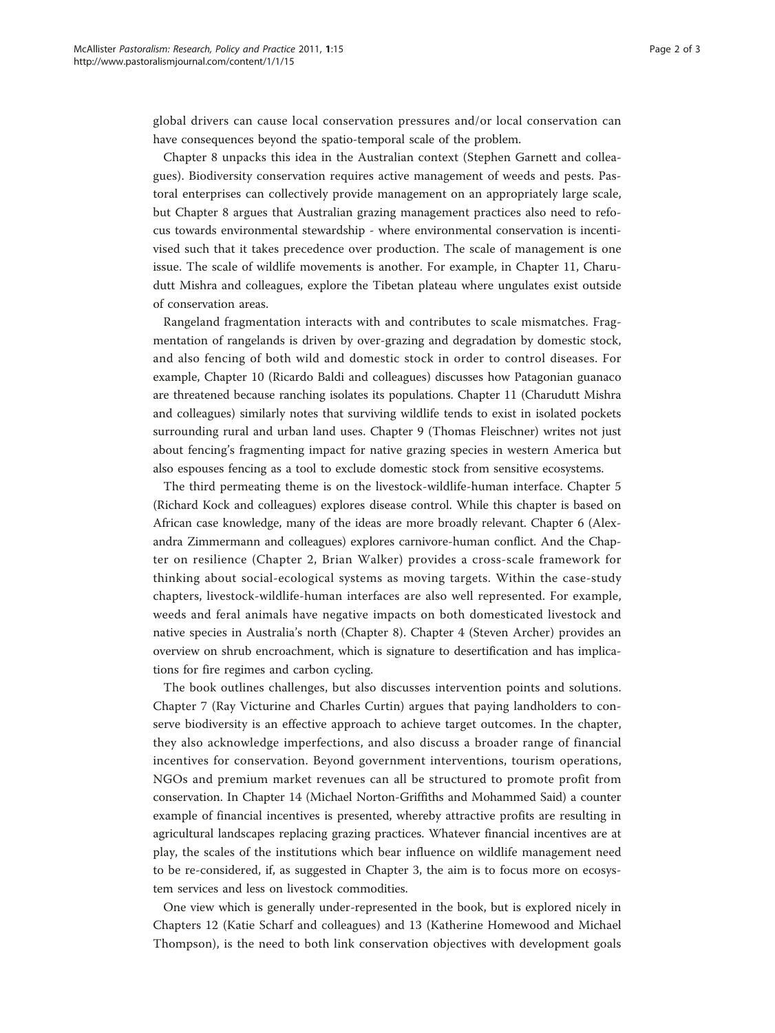global drivers can cause local conservation pressures and/or local conservation can have consequences beyond the spatio-temporal scale of the problem.

Chapter 8 unpacks this idea in the Australian context (Stephen Garnett and colleagues). Biodiversity conservation requires active management of weeds and pests. Pastoral enterprises can collectively provide management on an appropriately large scale, but Chapter 8 argues that Australian grazing management practices also need to refocus towards environmental stewardship - where environmental conservation is incentivised such that it takes precedence over production. The scale of management is one issue. The scale of wildlife movements is another. For example, in Chapter 11, Charudutt Mishra and colleagues, explore the Tibetan plateau where ungulates exist outside of conservation areas.

Rangeland fragmentation interacts with and contributes to scale mismatches. Fragmentation of rangelands is driven by over-grazing and degradation by domestic stock, and also fencing of both wild and domestic stock in order to control diseases. For example, Chapter 10 (Ricardo Baldi and colleagues) discusses how Patagonian guanaco are threatened because ranching isolates its populations. Chapter 11 (Charudutt Mishra and colleagues) similarly notes that surviving wildlife tends to exist in isolated pockets surrounding rural and urban land uses. Chapter 9 (Thomas Fleischner) writes not just about fencing's fragmenting impact for native grazing species in western America but also espouses fencing as a tool to exclude domestic stock from sensitive ecosystems.

The third permeating theme is on the livestock-wildlife-human interface. Chapter 5 (Richard Kock and colleagues) explores disease control. While this chapter is based on African case knowledge, many of the ideas are more broadly relevant. Chapter 6 (Alexandra Zimmermann and colleagues) explores carnivore-human conflict. And the Chapter on resilience (Chapter 2, Brian Walker) provides a cross-scale framework for thinking about social-ecological systems as moving targets. Within the case-study chapters, livestock-wildlife-human interfaces are also well represented. For example, weeds and feral animals have negative impacts on both domesticated livestock and native species in Australia's north (Chapter 8). Chapter 4 (Steven Archer) provides an overview on shrub encroachment, which is signature to desertification and has implications for fire regimes and carbon cycling.

The book outlines challenges, but also discusses intervention points and solutions. Chapter 7 (Ray Victurine and Charles Curtin) argues that paying landholders to conserve biodiversity is an effective approach to achieve target outcomes. In the chapter, they also acknowledge imperfections, and also discuss a broader range of financial incentives for conservation. Beyond government interventions, tourism operations, NGOs and premium market revenues can all be structured to promote profit from conservation. In Chapter 14 (Michael Norton-Griffiths and Mohammed Said) a counter example of financial incentives is presented, whereby attractive profits are resulting in agricultural landscapes replacing grazing practices. Whatever financial incentives are at play, the scales of the institutions which bear influence on wildlife management need to be re-considered, if, as suggested in Chapter 3, the aim is to focus more on ecosystem services and less on livestock commodities.

One view which is generally under-represented in the book, but is explored nicely in Chapters 12 (Katie Scharf and colleagues) and 13 (Katherine Homewood and Michael Thompson), is the need to both link conservation objectives with development goals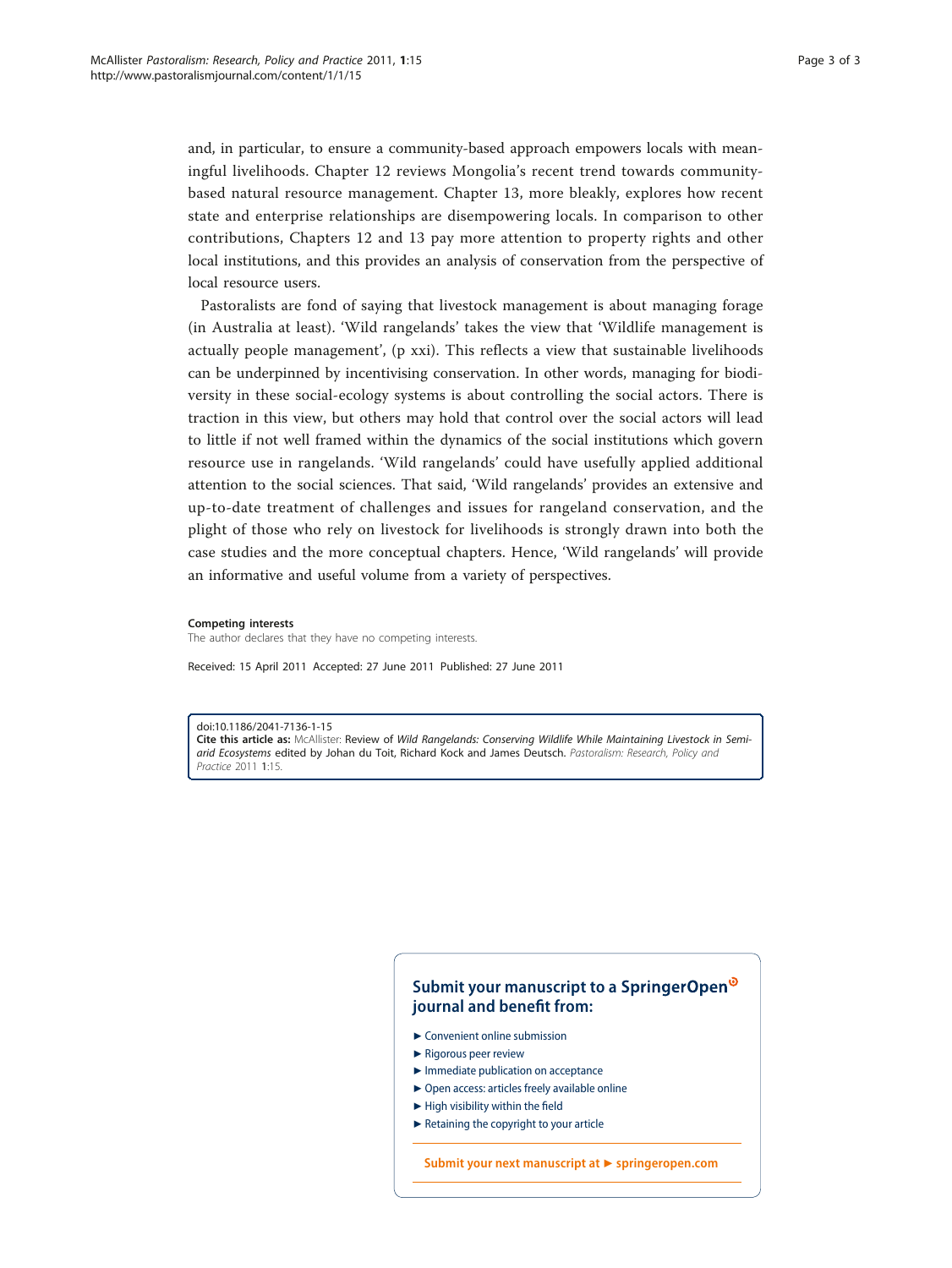and, in particular, to ensure a community-based approach empowers locals with meaningful livelihoods. Chapter 12 reviews Mongolia's recent trend towards community-based natural resource management. Chapter 13, more bleakly, explores how recent state and enterprise relationships are disempowering locals. In comparison to other contributions, Chapters 12 and 13 pay more attention to property rights and other local institutions, and this provides an analysis of conservation from the perspective of local resource users.

Pastoralists are fond of saying that livestock management is about managing forage (in Australia at least). 'Wild rangelands' takes the view that 'Wildlife management is actually people management', (p xxi). This reflects a view that sustainable livelihoods can be underpinned by incentivising conservation. In other words, managing for biodiversity in these social-ecology systems is about controlling the social actors. There is traction in this view, but others may hold that control over the social actors will lead to little if not well framed within the dynamics of the social institutions which govern resource use in rangelands. 'Wild rangelands' could have usefully applied additional attention to the social sciences. That said, 'Wild rangelands' provides an extensive and up-to-date treatment of challenges and issues for rangeland conservation, and the plight of those who rely on livestock for livelihoods is strongly drawn into both the case studies and the more conceptual chapters. Hence, 'Wild rangelands' will provide an informative and useful volume from a variety of perspectives.

**Competing interests**
The author declares that they have no competing interests.

Received: 15 April 2011 Accepted: 27 June 2011 Published: 27 June 2011

doi:10.1186/2041-7136-1-15
**Cite this article as:** McAllister: Review of *Wild Rangelands: Conserving Wildlife While Maintaining Livestock in Semi-arid Ecosystems* edited by Johan du Toit, Richard Kock and James Deutsch. *Pastoralism: Research, Policy and Practice* 2011 **1**:15.

**Submit your manuscript to a SpringerOpen journal and benefit from:**

- ► Convenient online submission
- ► Rigorous peer review
- ► Immediate publication on acceptance
- ► Open access: articles freely available online
- ► High visibility within the field
- ► Retaining the copyright to your article

**Submit your next manuscript at ► springeropen.com**